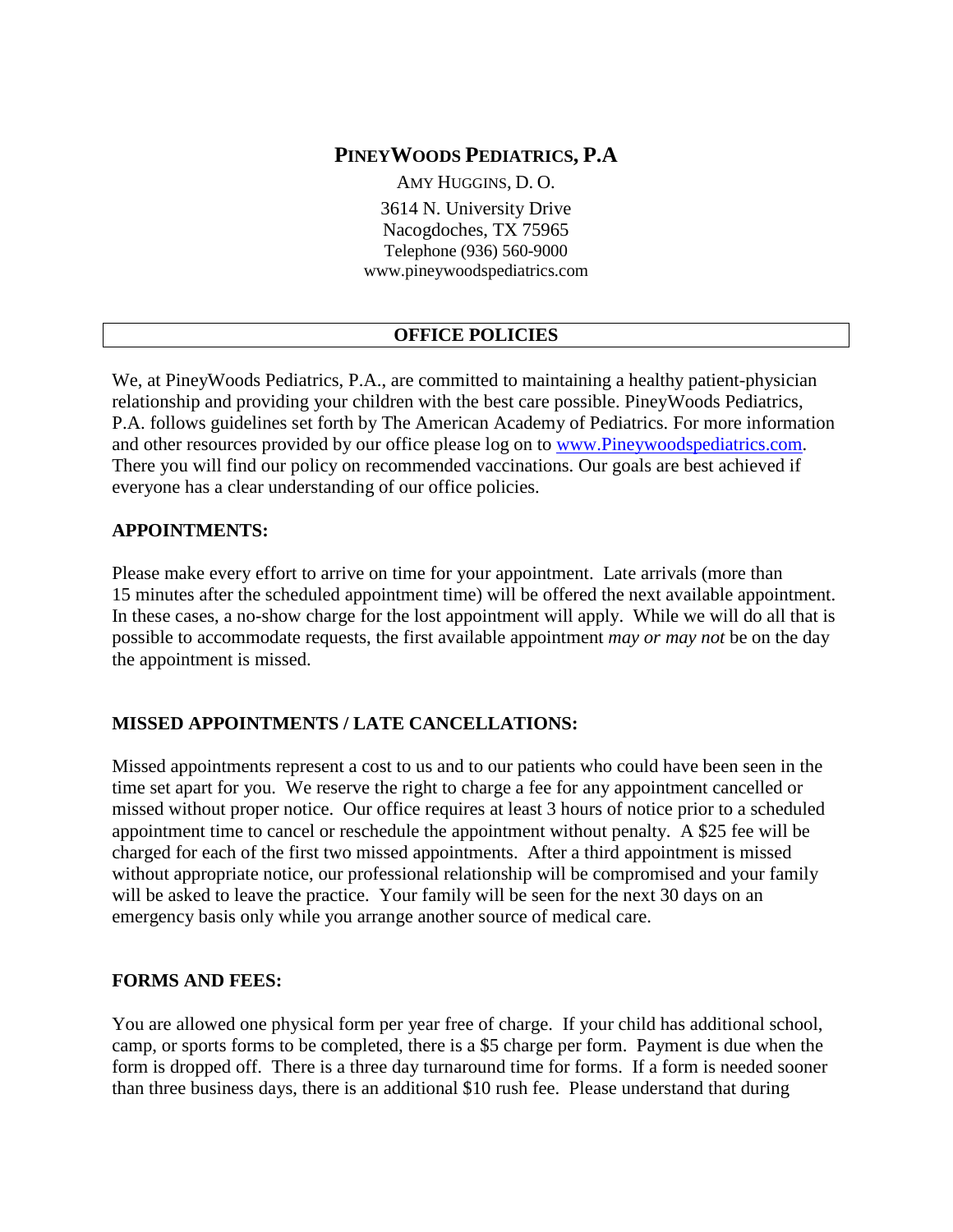# PINEYWOODS PEDIATRICS, P.A

AMY HUGGINS, D. O.

3614 N. University Drive
Nacogdoches, TX 75965
Telephone (936) 560-9000
www.pineywoodspediatrics.com

## OFFICE POLICIES

We, at PineyWoods Pediatrics, P.A., are committed to maintaining a healthy patient-physician relationship and providing your children with the best care possible. PineyWoods Pediatrics, P.A. follows guidelines set forth by The American Academy of Pediatrics. For more information and other resources provided by our office please log on to www.Pineywoodspediatrics.com. There you will find our policy on recommended vaccinations. Our goals are best achieved if everyone has a clear understanding of our office policies.

### APPOINTMENTS:

Please make every effort to arrive on time for your appointment. Late arrivals (more than 15 minutes after the scheduled appointment time) will be offered the next available appointment. In these cases, a no-show charge for the lost appointment will apply. While we will do all that is possible to accommodate requests, the first available appointment *may or may not* be on the day the appointment is missed.

### MISSED APPOINTMENTS / LATE CANCELLATIONS:

Missed appointments represent a cost to us and to our patients who could have been seen in the time set apart for you. We reserve the right to charge a fee for any appointment cancelled or missed without proper notice. Our office requires at least 3 hours of notice prior to a scheduled appointment time to cancel or reschedule the appointment without penalty. A $25 fee will be charged for each of the first two missed appointments. After a third appointment is missed without appropriate notice, our professional relationship will be compromised and your family will be asked to leave the practice. Your family will be seen for the next 30 days on an emergency basis only while you arrange another source of medical care.

### FORMS AND FEES:

You are allowed one physical form per year free of charge. If your child has additional school, camp, or sports forms to be completed, there is a $5 charge per form. Payment is due when the form is dropped off. There is a three day turnaround time for forms. If a form is needed sooner than three business days, there is an additional $10 rush fee. Please understand that during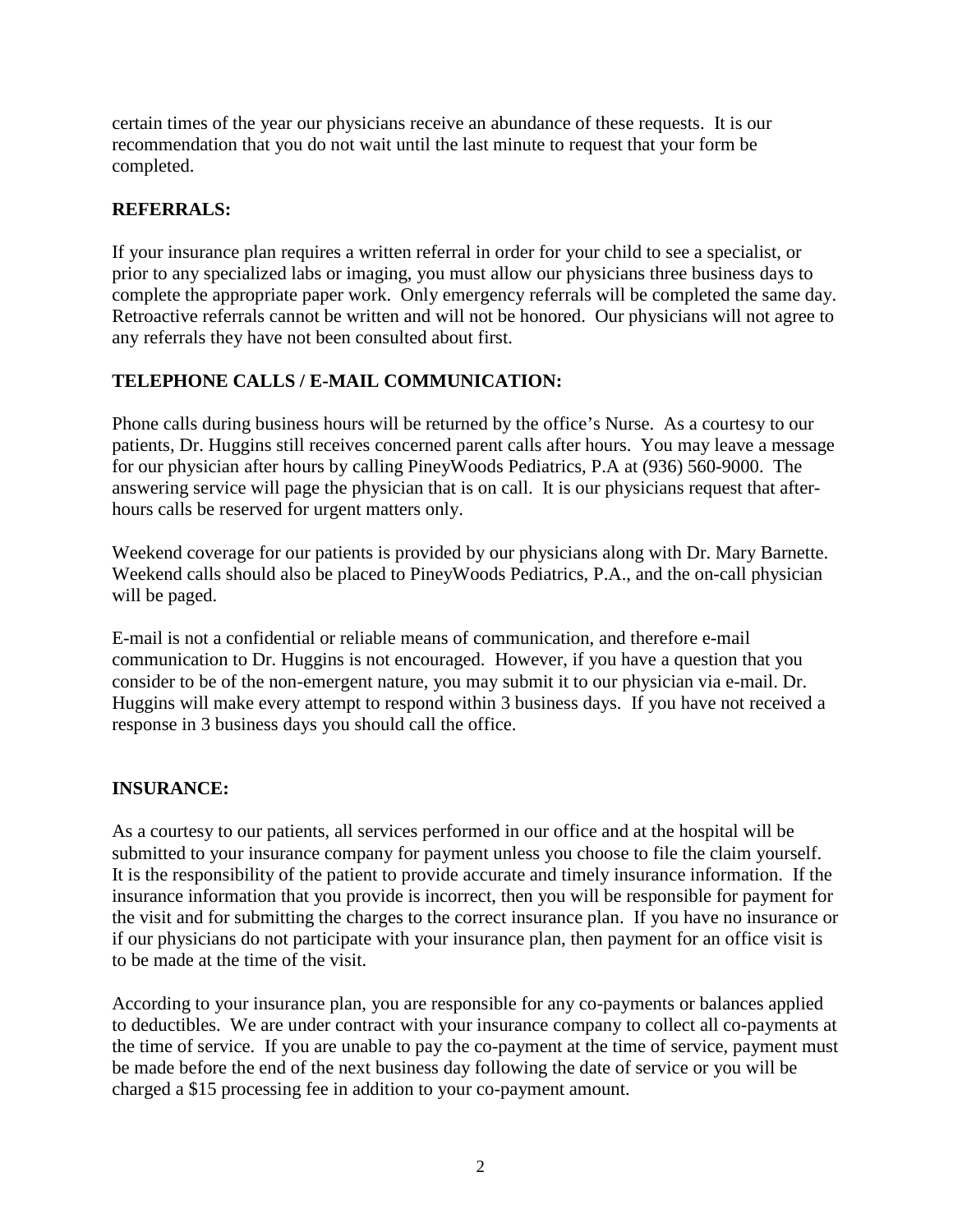certain times of the year our physicians receive an abundance of these requests. It is our recommendation that you do not wait until the last minute to request that your form be completed.

**REFERRALS:**

If your insurance plan requires a written referral in order for your child to see a specialist, or prior to any specialized labs or imaging, you must allow our physicians three business days to complete the appropriate paper work. Only emergency referrals will be completed the same day. Retroactive referrals cannot be written and will not be honored. Our physicians will not agree to any referrals they have not been consulted about first.

**TELEPHONE CALLS / E-MAIL COMMUNICATION:**

Phone calls during business hours will be returned by the office's Nurse. As a courtesy to our patients, Dr. Huggins still receives concerned parent calls after hours. You may leave a message for our physician after hours by calling PineyWoods Pediatrics, P.A at (936) 560-9000. The answering service will page the physician that is on call. It is our physicians request that after-hours calls be reserved for urgent matters only.

Weekend coverage for our patients is provided by our physicians along with Dr. Mary Barnette. Weekend calls should also be placed to PineyWoods Pediatrics, P.A., and the on-call physician will be paged.

E-mail is not a confidential or reliable means of communication, and therefore e-mail communication to Dr. Huggins is not encouraged. However, if you have a question that you consider to be of the non-emergent nature, you may submit it to our physician via e-mail. Dr. Huggins will make every attempt to respond within 3 business days. If you have not received a response in 3 business days you should call the office.

**INSURANCE:**

As a courtesy to our patients, all services performed in our office and at the hospital will be submitted to your insurance company for payment unless you choose to file the claim yourself. It is the responsibility of the patient to provide accurate and timely insurance information. If the insurance information that you provide is incorrect, then you will be responsible for payment for the visit and for submitting the charges to the correct insurance plan. If you have no insurance or if our physicians do not participate with your insurance plan, then payment for an office visit is to be made at the time of the visit.

According to your insurance plan, you are responsible for any co-payments or balances applied to deductibles. We are under contract with your insurance company to collect all co-payments at the time of service. If you are unable to pay the co-payment at the time of service, payment must be made before the end of the next business day following the date of service or you will be charged a $15 processing fee in addition to your co-payment amount.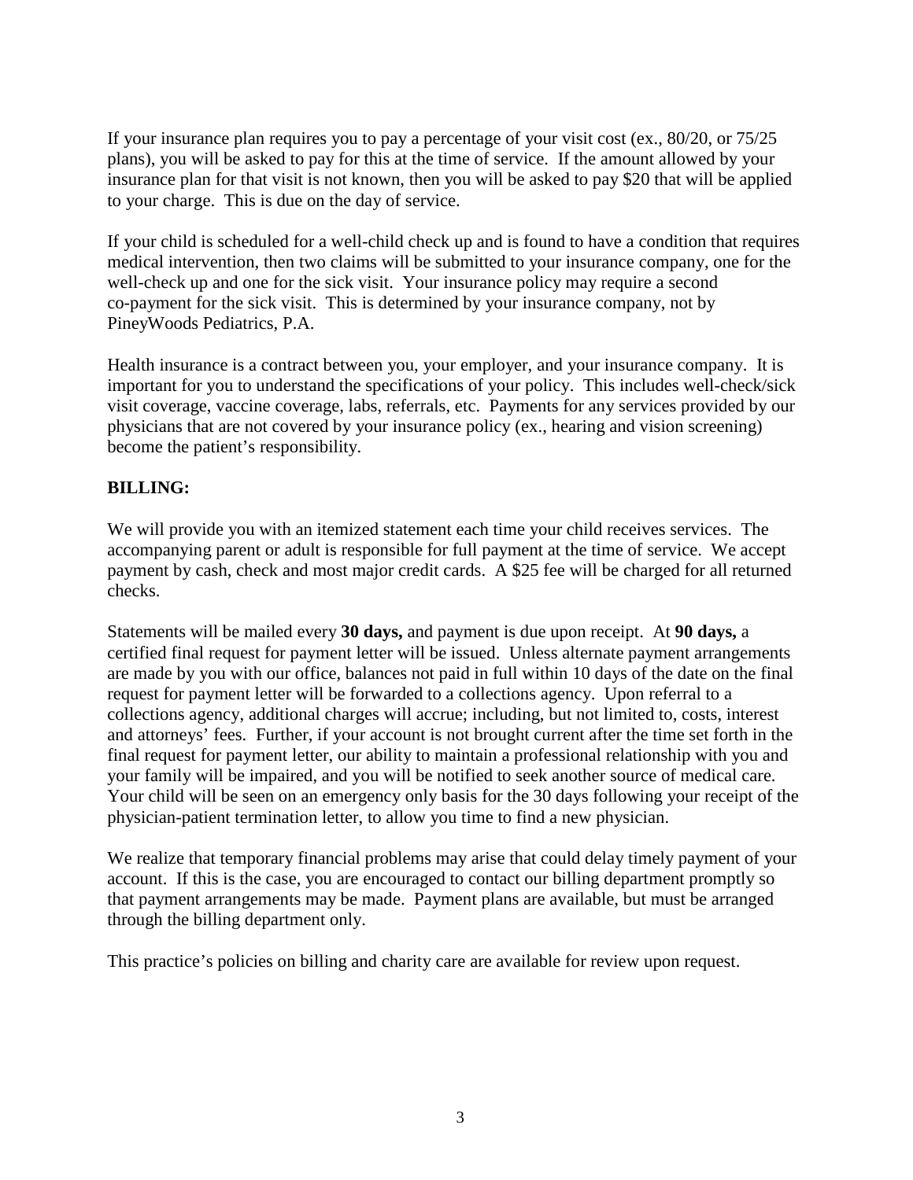If your insurance plan requires you to pay a percentage of your visit cost (ex., 80/20, or 75/25 plans), you will be asked to pay for this at the time of service. If the amount allowed by your insurance plan for that visit is not known, then you will be asked to pay $20 that will be applied to your charge. This is due on the day of service.

If your child is scheduled for a well-child check up and is found to have a condition that requires medical intervention, then two claims will be submitted to your insurance company, one for the well-check up and one for the sick visit. Your insurance policy may require a second co-payment for the sick visit. This is determined by your insurance company, not by PineyWoods Pediatrics, P.A.

Health insurance is a contract between you, your employer, and your insurance company. It is important for you to understand the specifications of your policy. This includes well-check/sick visit coverage, vaccine coverage, labs, referrals, etc. Payments for any services provided by our physicians that are not covered by your insurance policy (ex., hearing and vision screening) become the patient's responsibility.

**BILLING:**

We will provide you with an itemized statement each time your child receives services. The accompanying parent or adult is responsible for full payment at the time of service. We accept payment by cash, check and most major credit cards. A $25 fee will be charged for all returned checks.

Statements will be mailed every **30 days,** and payment is due upon receipt. At **90 days,** a certified final request for payment letter will be issued. Unless alternate payment arrangements are made by you with our office, balances not paid in full within 10 days of the date on the final request for payment letter will be forwarded to a collections agency. Upon referral to a collections agency, additional charges will accrue; including, but not limited to, costs, interest and attorneys' fees. Further, if your account is not brought current after the time set forth in the final request for payment letter, our ability to maintain a professional relationship with you and your family will be impaired, and you will be notified to seek another source of medical care. Your child will be seen on an emergency only basis for the 30 days following your receipt of the physician-patient termination letter, to allow you time to find a new physician.

We realize that temporary financial problems may arise that could delay timely payment of your account. If this is the case, you are encouraged to contact our billing department promptly so that payment arrangements may be made. Payment plans are available, but must be arranged through the billing department only.

This practice's policies on billing and charity care are available for review upon request.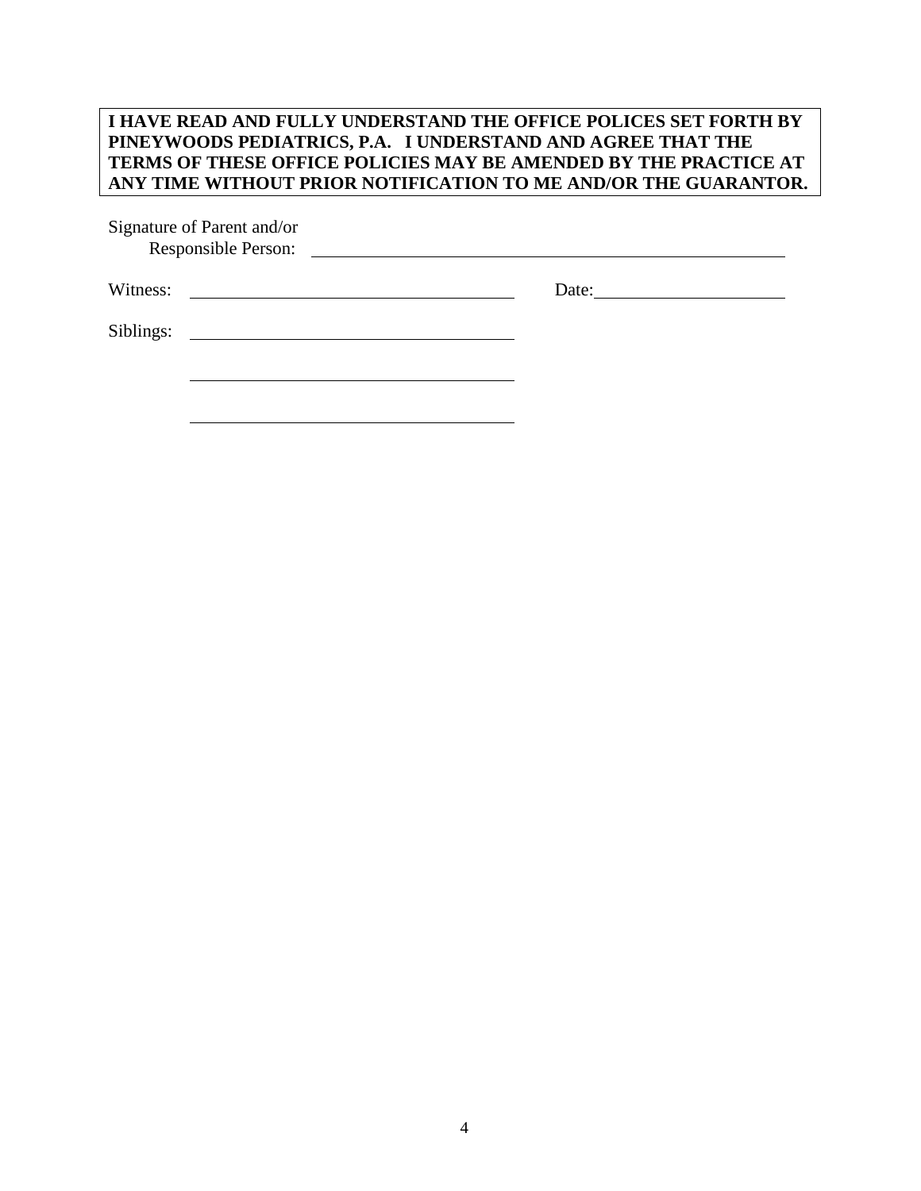**I HAVE READ AND FULLY UNDERSTAND THE OFFICE POLICES SET FORTH BY PINEYWOODS PEDIATRICS, P.A. I UNDERSTAND AND AGREE THAT THE TERMS OF THESE OFFICE POLICIES MAY BE AMENDED BY THE PRACTICE AT ANY TIME WITHOUT PRIOR NOTIFICATION TO ME AND/OR THE GUARANTOR.**

Signature of Parent and/or
Responsible Person: \_\_\_\_\_\_\_\_\_\_\_\_\_\_\_\_\_\_\_\_\_\_\_\_\_\_\_\_\_\_\_\_\_\_\_\_\_\_\_\_\_\_\_\_\_\_\_\_

Witness: \_\_\_\_\_\_\_\_\_\_\_\_\_\_\_\_\_\_\_\_\_\_\_\_\_\_\_\_\_\_\_\_ Date: \_\_\_\_\_\_\_\_\_\_\_\_\_\_\_\_\_\_

Siblings: \_\_\_\_\_\_\_\_\_\_\_\_\_\_\_\_\_\_\_\_\_\_\_\_\_\_\_\_\_\_\_\_

\_\_\_\_\_\_\_\_\_\_\_\_\_\_\_\_\_\_\_\_\_\_\_\_\_\_\_\_\_\_\_\_

\_\_\_\_\_\_\_\_\_\_\_\_\_\_\_\_\_\_\_\_\_\_\_\_\_\_\_\_\_\_\_\_